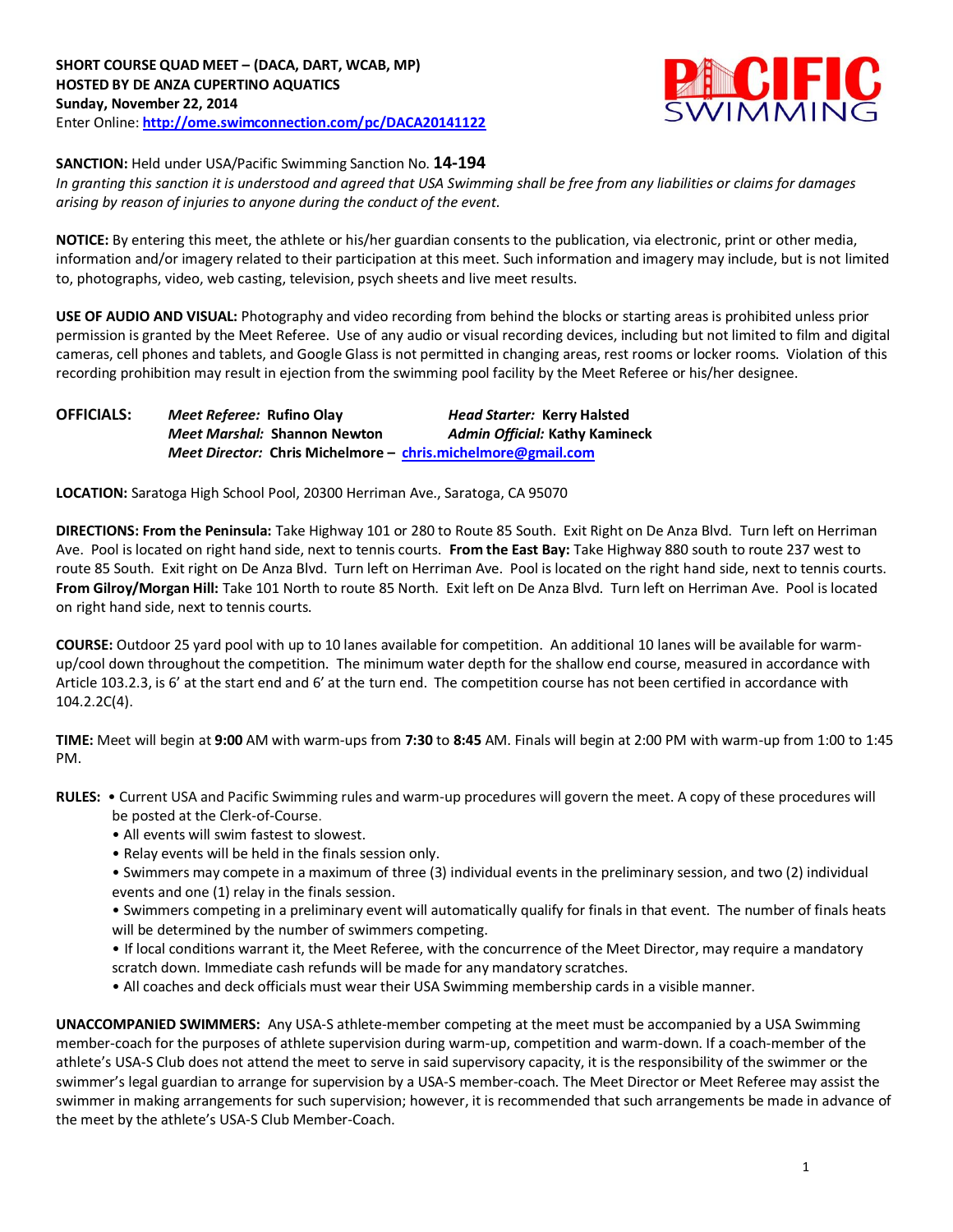**SHORT COURSE QUAD MEET – (DACA, DART, WCAB, MP)**
**HOSTED BY DE ANZA CUPERTINO AQUATICS**
**Sunday, November 22, 2014**
Enter Online: **http://ome.swimconnection.com/pc/DACA20141122**

**SANCTION:** Held under USA/Pacific Swimming Sanction No. **14-194**
*In granting this sanction it is understood and agreed that USA Swimming shall be free from any liabilities or claims for damages arising by reason of injuries to anyone during the conduct of the event.*

**NOTICE:** By entering this meet, the athlete or his/her guardian consents to the publication, via electronic, print or other media, information and/or imagery related to their participation at this meet. Such information and imagery may include, but is not limited to, photographs, video, web casting, television, psych sheets and live meet results.

**USE OF AUDIO AND VISUAL:** Photography and video recording from behind the blocks or starting areas is prohibited unless prior permission is granted by the Meet Referee. Use of any audio or visual recording devices, including but not limited to film and digital cameras, cell phones and tablets, and Google Glass is not permitted in changing areas, rest rooms or locker rooms. Violation of this recording prohibition may result in ejection from the swimming pool facility by the Meet Referee or his/her designee.

**OFFICIALS:**
*Meet Referee:* **Rufino Olay** *Head Starter:* **Kerry Halsted**
*Meet Marshal:* **Shannon Newton** *Admin Official:* **Kathy Kamineck**
*Meet Director:* **Chris Michelmore – chris.michelmore@gmail.com**

**LOCATION:** Saratoga High School Pool, 20300 Herriman Ave., Saratoga, CA 95070

**DIRECTIONS: From the Peninsula:** Take Highway 101 or 280 to Route 85 South. Exit Right on De Anza Blvd. Turn left on Herriman Ave. Pool is located on right hand side, next to tennis courts. **From the East Bay:** Take Highway 880 south to route 237 west to route 85 South. Exit right on De Anza Blvd. Turn left on Herriman Ave. Pool is located on the right hand side, next to tennis courts. **From Gilroy/Morgan Hill:** Take 101 North to route 85 North. Exit left on De Anza Blvd. Turn left on Herriman Ave. Pool is located on right hand side, next to tennis courts.

**COURSE:** Outdoor 25 yard pool with up to 10 lanes available for competition. An additional 10 lanes will be available for warm-up/cool down throughout the competition. The minimum water depth for the shallow end course, measured in accordance with Article 103.2.3, is 6' at the start end and 6' at the turn end. The competition course has not been certified in accordance with 104.2.2C(4).

**TIME:** Meet will begin at **9:00** AM with warm-ups from **7:30** to **8:45** AM. Finals will begin at 2:00 PM with warm-up from 1:00 to 1:45 PM.

**RULES:**
- Current USA and Pacific Swimming rules and warm-up procedures will govern the meet. A copy of these procedures will be posted at the Clerk-of-Course.
- All events will swim fastest to slowest.
- Relay events will be held in the finals session only.
- Swimmers may compete in a maximum of three (3) individual events in the preliminary session, and two (2) individual events and one (1) relay in the finals session.
- Swimmers competing in a preliminary event will automatically qualify for finals in that event. The number of finals heats will be determined by the number of swimmers competing.
- If local conditions warrant it, the Meet Referee, with the concurrence of the Meet Director, may require a mandatory scratch down. Immediate cash refunds will be made for any mandatory scratches.
- All coaches and deck officials must wear their USA Swimming membership cards in a visible manner.

**UNACCOMPANIED SWIMMERS:** Any USA-S athlete-member competing at the meet must be accompanied by a USA Swimming member-coach for the purposes of athlete supervision during warm-up, competition and warm-down. If a coach-member of the athlete's USA-S Club does not attend the meet to serve in said supervisory capacity, it is the responsibility of the swimmer or the swimmer's legal guardian to arrange for supervision by a USA-S member-coach. The Meet Director or Meet Referee may assist the swimmer in making arrangements for such supervision; however, it is recommended that such arrangements be made in advance of the meet by the athlete's USA-S Club Member-Coach.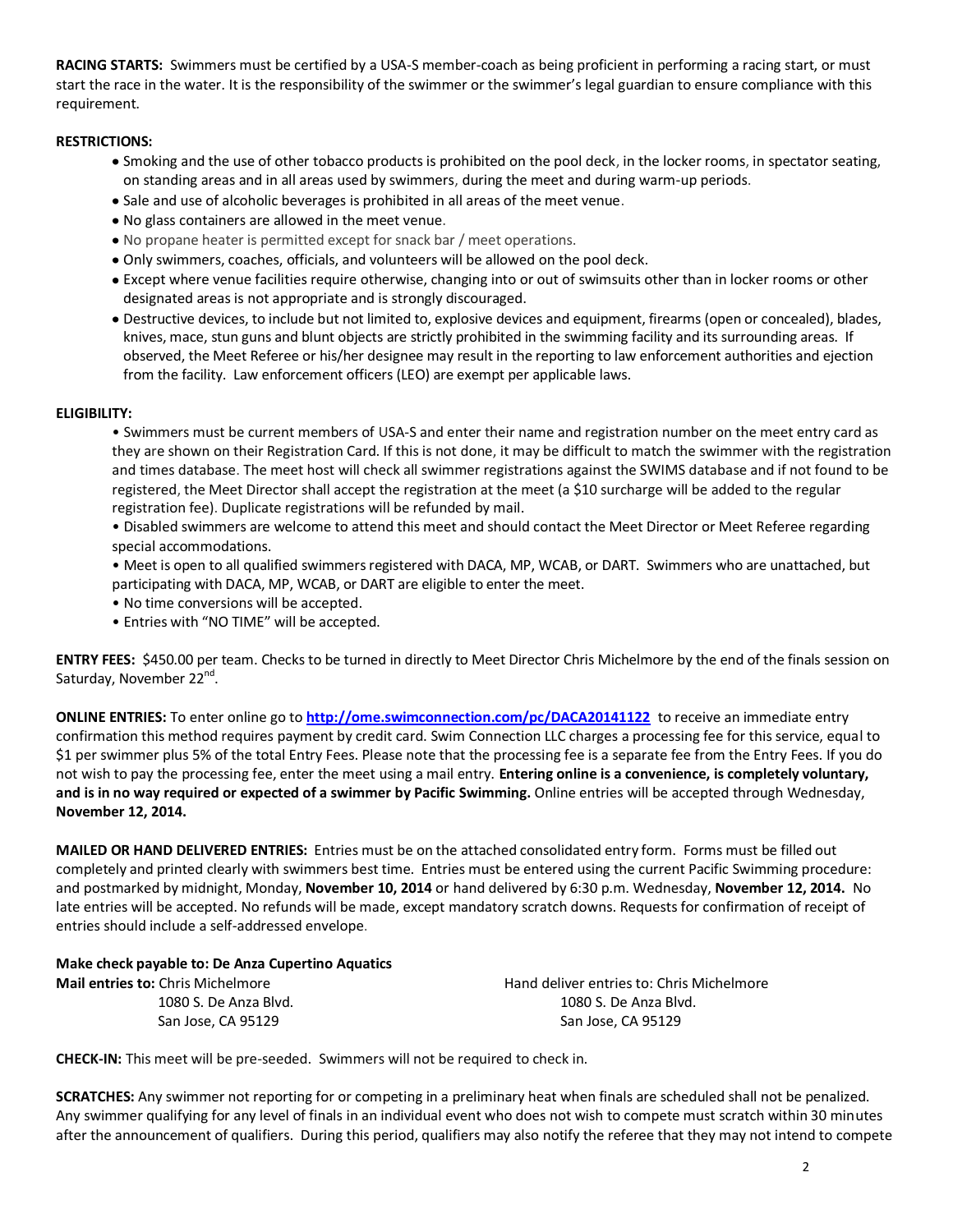**RACING STARTS:** Swimmers must be certified by a USA-S member-coach as being proficient in performing a racing start, or must start the race in the water. It is the responsibility of the swimmer or the swimmer's legal guardian to ensure compliance with this requirement.

**RESTRICTIONS:**

- Smoking and the use of other tobacco products is prohibited on the pool deck, in the locker rooms, in spectator seating, on standing areas and in all areas used by swimmers, during the meet and during warm-up periods.
- Sale and use of alcoholic beverages is prohibited in all areas of the meet venue.
- No glass containers are allowed in the meet venue.
- No propane heater is permitted except for snack bar / meet operations.
- Only swimmers, coaches, officials, and volunteers will be allowed on the pool deck.
- Except where venue facilities require otherwise, changing into or out of swimsuits other than in locker rooms or other designated areas is not appropriate and is strongly discouraged.
- Destructive devices, to include but not limited to, explosive devices and equipment, firearms (open or concealed), blades, knives, mace, stun guns and blunt objects are strictly prohibited in the swimming facility and its surrounding areas. If observed, the Meet Referee or his/her designee may result in the reporting to law enforcement authorities and ejection from the facility. Law enforcement officers (LEO) are exempt per applicable laws.

**ELIGIBILITY:**

- Swimmers must be current members of USA-S and enter their name and registration number on the meet entry card as they are shown on their Registration Card. If this is not done, it may be difficult to match the swimmer with the registration and times database. The meet host will check all swimmer registrations against the SWIMS database and if not found to be registered, the Meet Director shall accept the registration at the meet (a $10 surcharge will be added to the regular registration fee). Duplicate registrations will be refunded by mail.
- Disabled swimmers are welcome to attend this meet and should contact the Meet Director or Meet Referee regarding special accommodations.
- Meet is open to all qualified swimmers registered with DACA, MP, WCAB, or DART. Swimmers who are unattached, but participating with DACA, MP, WCAB, or DART are eligible to enter the meet.
- No time conversions will be accepted.
- Entries with "NO TIME" will be accepted.

**ENTRY FEES:** $450.00 per team. Checks to be turned in directly to Meet Director Chris Michelmore by the end of the finals session on Saturday, November 22nd.

**ONLINE ENTRIES:** To enter online go to **http://ome.swimconnection.com/pc/DACA20141122** to receive an immediate entry confirmation this method requires payment by credit card. Swim Connection LLC charges a processing fee for this service, equal to $1 per swimmer plus 5% of the total Entry Fees. Please note that the processing fee is a separate fee from the Entry Fees. If you do not wish to pay the processing fee, enter the meet using a mail entry. **Entering online is a convenience, is completely voluntary, and is in no way required or expected of a swimmer by Pacific Swimming.** Online entries will be accepted through Wednesday, **November 12, 2014.**

**MAILED OR HAND DELIVERED ENTRIES:** Entries must be on the attached consolidated entry form. Forms must be filled out completely and printed clearly with swimmers best time. Entries must be entered using the current Pacific Swimming procedure: and postmarked by midnight, Monday, **November 10, 2014** or hand delivered by 6:30 p.m. Wednesday, **November 12, 2014.** No late entries will be accepted. No refunds will be made, except mandatory scratch downs. Requests for confirmation of receipt of entries should include a self-addressed envelope.

**Make check payable to: De Anza Cupertino Aquatics**

**Mail entries to:** Chris Michelmore
1080 S. De Anza Blvd.
San Jose, CA 95129

Hand deliver entries to: Chris Michelmore
1080 S. De Anza Blvd.
San Jose, CA 95129

**CHECK-IN:** This meet will be pre-seeded. Swimmers will not be required to check in.

**SCRATCHES:** Any swimmer not reporting for or competing in a preliminary heat when finals are scheduled shall not be penalized. Any swimmer qualifying for any level of finals in an individual event who does not wish to compete must scratch within 30 minutes after the announcement of qualifiers. During this period, qualifiers may also notify the referee that they may not intend to compete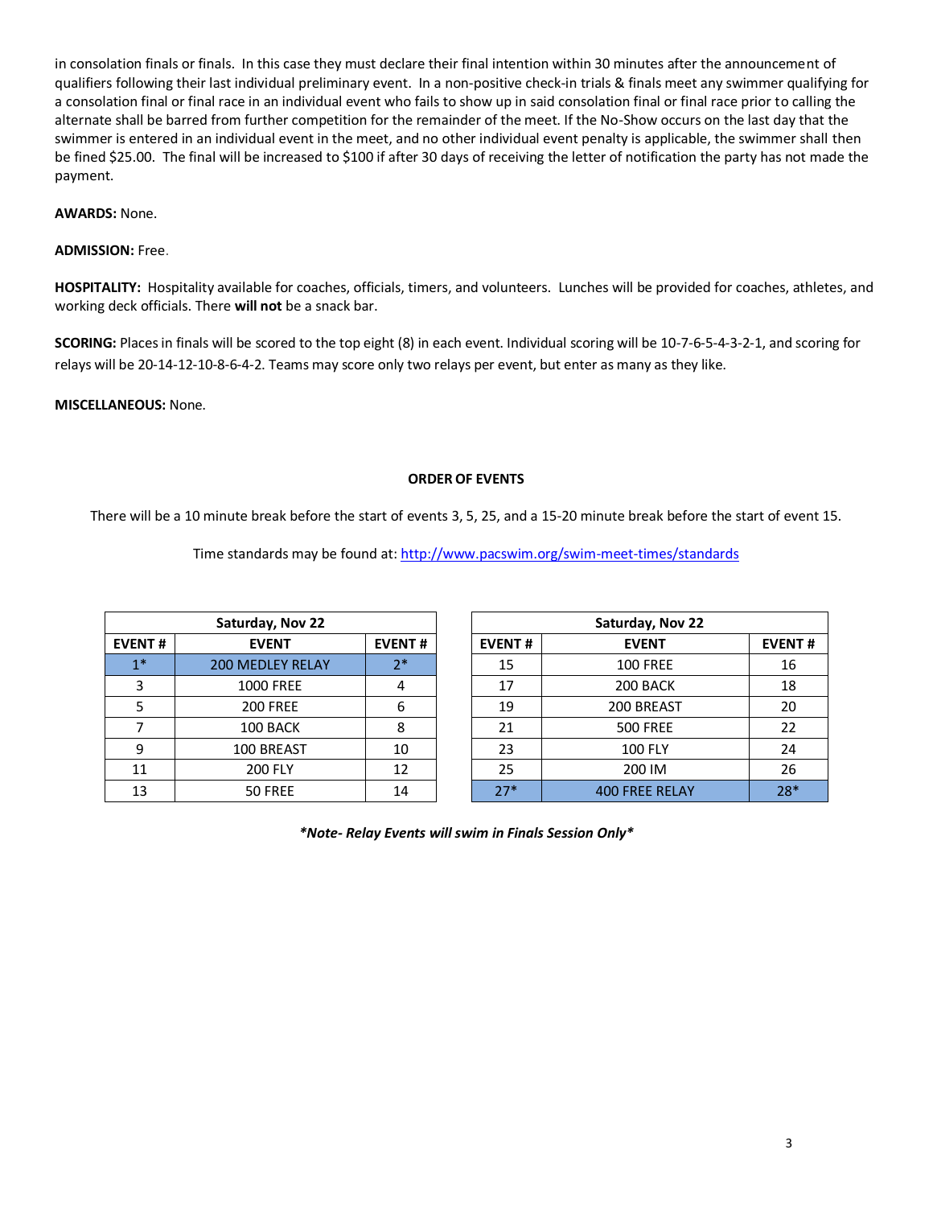in consolation finals or finals. In this case they must declare their final intention within 30 minutes after the announcement of qualifiers following their last individual preliminary event. In a non-positive check-in trials & finals meet any swimmer qualifying for a consolation final or final race in an individual event who fails to show up in said consolation final or final race prior to calling the alternate shall be barred from further competition for the remainder of the meet. If the No-Show occurs on the last day that the swimmer is entered in an individual event in the meet, and no other individual event penalty is applicable, the swimmer shall then be fined $25.00. The final will be increased to $100 if after 30 days of receiving the letter of notification the party has not made the payment.

**AWARDS:** None.

**ADMISSION:** Free.

**HOSPITALITY:** Hospitality available for coaches, officials, timers, and volunteers. Lunches will be provided for coaches, athletes, and working deck officials. There **will not** be a snack bar.

**SCORING:** Places in finals will be scored to the top eight (8) in each event. Individual scoring will be 10-7-6-5-4-3-2-1, and scoring for relays will be 20-14-12-10-8-6-4-2. Teams may score only two relays per event, but enter as many as they like.

**MISCELLANEOUS:** None.

## ORDER OF EVENTS

There will be a 10 minute break before the start of events 3, 5, 25, and a 15-20 minute break before the start of event 15.

Time standards may be found at: [http://www.pacswim.org/swim-meet-times/standards](http://www.pacswim.org/swim-meet-times/standards)

| Saturday, Nov 22 | | |
|---|---|---|
| **EVENT #** | **EVENT** | **EVENT #** |
| 1* | 200 MEDLEY RELAY | 2* |
| 3 | 1000 FREE | 4 |
| 5 | 200 FREE | 6 |
| 7 | 100 BACK | 8 |
| 9 | 100 BREAST | 10 |
| 11 | 200 FLY | 12 |
| 13 | 50 FREE | 14 |

| Saturday, Nov 22 | | |
|---|---|---|
| **EVENT #** | **EVENT** | **EVENT #** |
| 15 | 100 FREE | 16 |
| 17 | 200 BACK | 18 |
| 19 | 200 BREAST | 20 |
| 21 | 500 FREE | 22 |
| 23 | 100 FLY | 24 |
| 25 | 200 IM | 26 |
| 27* | 400 FREE RELAY | 28* |

***Note- Relay Events will swim in Finals Session Only***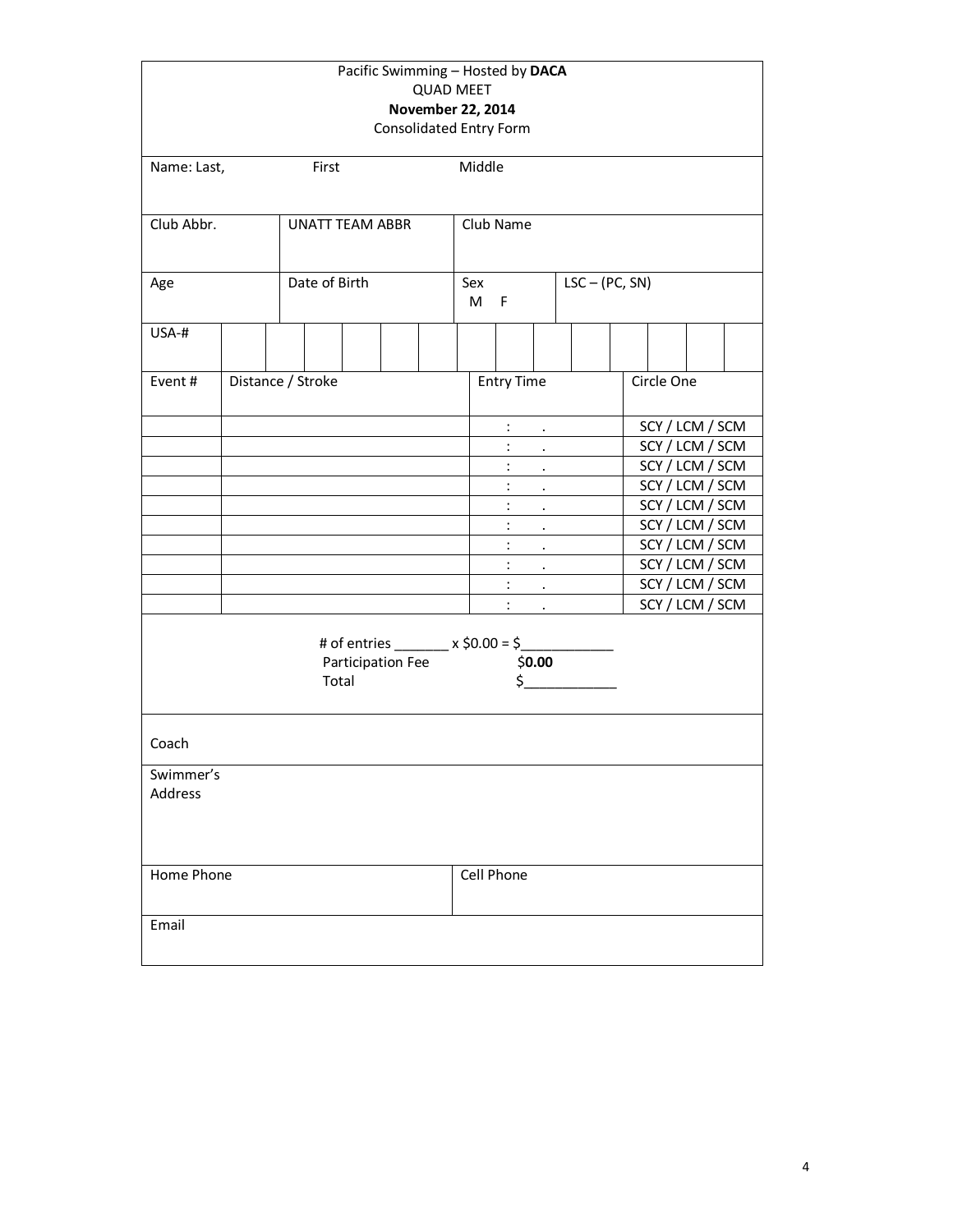Pacific Swimming – Hosted by **DACA**
QUAD MEET
**November 22, 2014**
Consolidated Entry Form

| | | | |
|---|---|---|---|
| Name: Last, | First | Middle | |
| Club Abbr. | UNATT TEAM ABBR | Club Name | |
| Age | Date of Birth | Sex M F | LSC – (PC, SN) |
| USA-# | | | |

| Event # | Distance / Stroke | Entry Time | Circle One |
|---|---|---|---|
| | | : . | SCY / LCM / SCM |
| | | : . | SCY / LCM / SCM |
| | | : . | SCY / LCM / SCM |
| | | : . | SCY / LCM / SCM |
| | | : . | SCY / LCM / SCM |
| | | : . | SCY / LCM / SCM |
| | | : . | SCY / LCM / SCM |
| | | : . | SCY / LCM / SCM |
| | | : . | SCY / LCM / SCM |
| | | : . | SCY / LCM / SCM |

# of entries _______ x $0.00 = $____________
Participation Fee $**0.00**
Total $____________

| | |
|---|---|
| Coach | |
| Swimmer's Address | |
| Home Phone | Cell Phone |
| Email | |